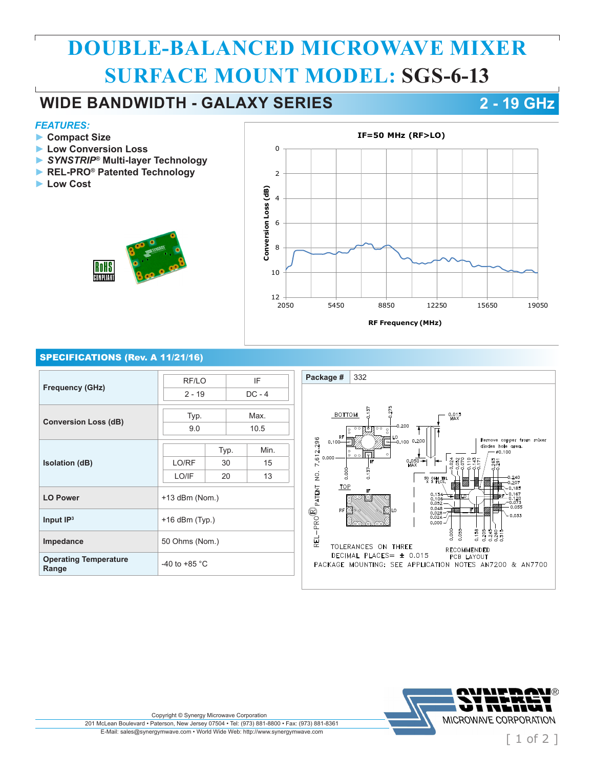# DOUBLE-BALANCED MICROWAVE MIXER
# SURFACE MOUNT MODEL: SGS-6-13

## WIDE BANDWIDTH - GALAXY SERIES — 2 - 19 GHz

### *FEATURES:*

- Compact Size
- Low Conversion Loss
- *SYNSTRIP*® Multi-layer Technology
- REL-PRO® Patented Technology
- Low Cost

RoHS COMPLIANT

**IF=50 MHz (RF>LO)**

Conversion Loss (dB) vs. RF Frequency (MHz)

## SPECIFICATIONS (Rev. A 11/21/16)

| Parameter | | | |
|---|---|---|---|
| **Frequency (GHz)** | | RF/LO | IF |
| | | 2 - 19 | DC - 4 |
| **Conversion Loss (dB)** | | Typ. | Max. |
| | | 9.0 | 10.5 |
| **Isolation (dB)** | | Typ. | Min. |
| | LO/RF | 30 | 15 |
| | LO/IF | 20 | 13 |
| **LO Power** | +13 dBm (Nom.) | | |
| **Input IP³** | +16 dBm (Typ.) | | |
| **Impedance** | 50 Ohms (Nom.) | | |
| **Operating Temperature Range** | -40 to +85 °C | | |

**Package #** 332

REL-PRO® PATENT NO. 7,612,296

TOLERANCES ON THREE DECIMAL PLACES= ± 0.015

RECOMMENDED PCB LAYOUT

Remove copper from mixer diodes hole area.

PACKAGE MOUNTING: SEE APPLICATION NOTES AN7200 & AN7700

Copyright © Synergy Microwave Corporation
201 McLean Boulevard • Paterson, New Jersey 07504 • Tel: (973) 881-8800 • Fax: (973) 881-8361
E-Mail: sales@synergymwave.com • World Wide Web: http://www.synergymwave.com

SYNERGY® MICROWAVE CORPORATION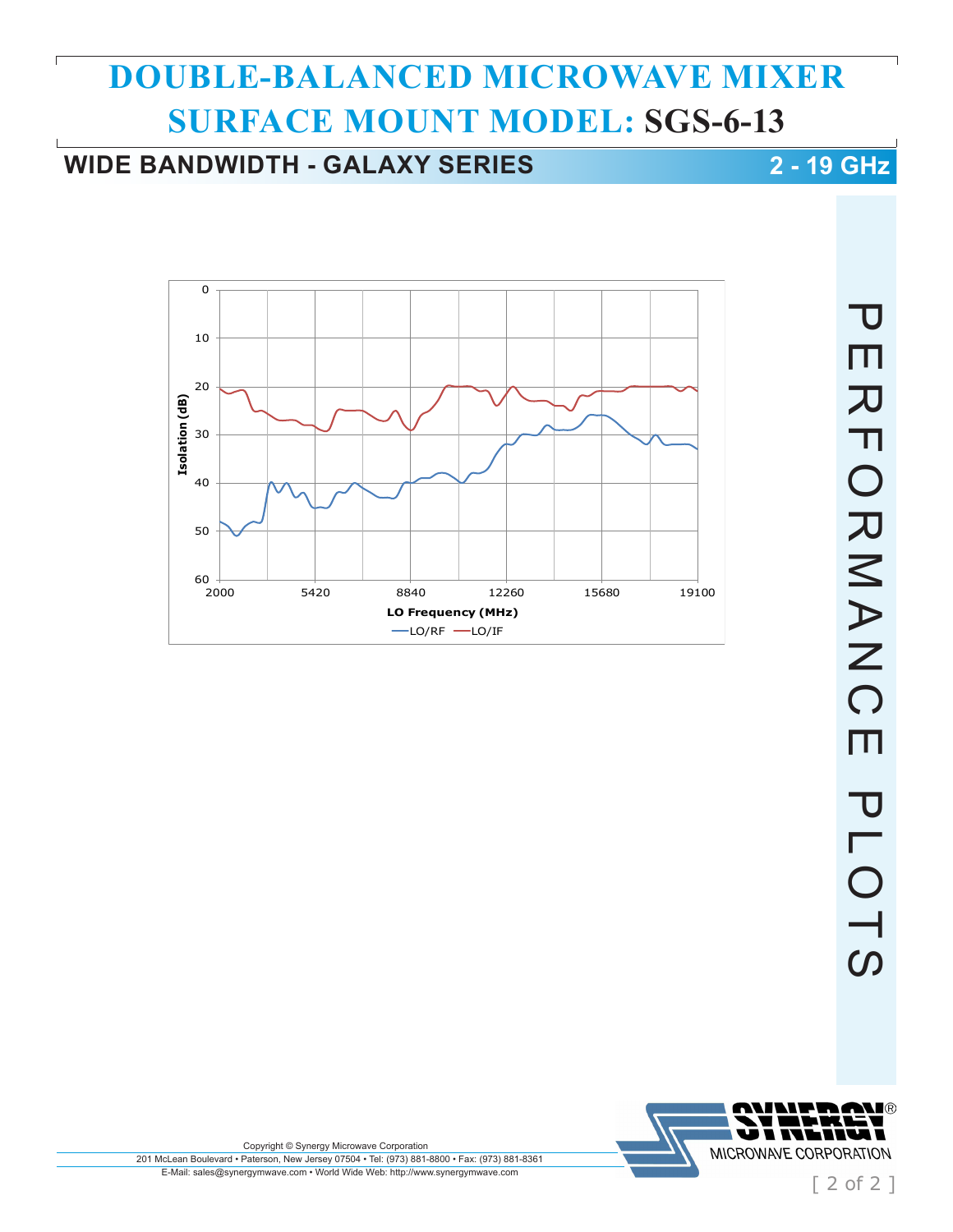# DOUBLE-BALANCED MICROWAVE MIXER
# SURFACE MOUNT MODEL: SGS-6-13

## WIDE BANDWIDTH - GALAXY SERIES 2 - 19 GHz

PERFORMANCE PLOTS

Isolation (dB)

0
10
20
30
40
50
60

2000 5420 8840 12260 15680 19100

LO Frequency (MHz)

LO/RF LO/IF

Copyright © Synergy Microwave Corporation
201 McLean Boulevard • Paterson, New Jersey 07504 • Tel: (973) 881-8800 • Fax: (973) 881-8361
E-Mail: sales@synergymwave.com • World Wide Web: http://www.synergymwave.com

SYNERGY® MICROWAVE CORPORATION